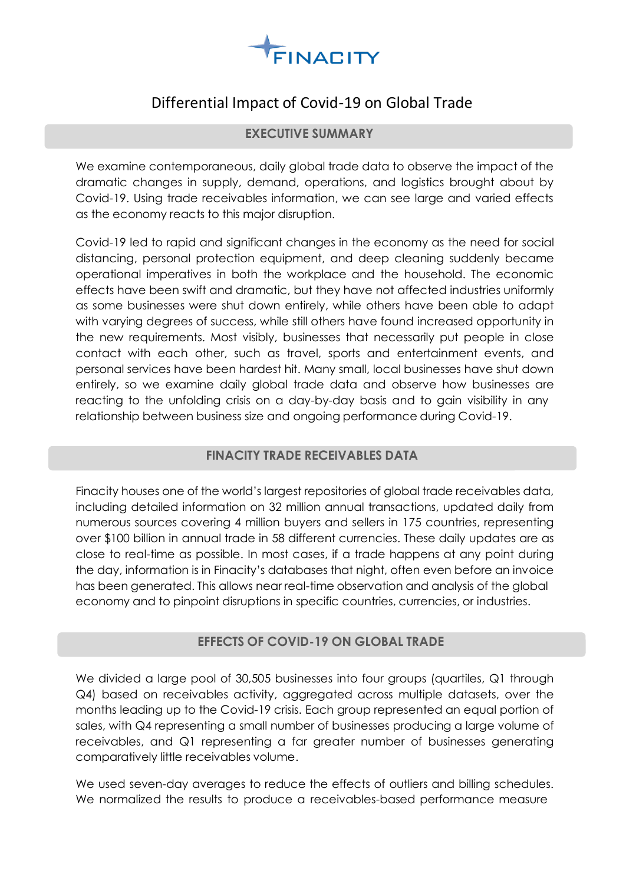FINACITY

# Differential Impact of Covid-19 on Global Trade

## EXECUTIVE SUMMARY

We examine contemporaneous, daily global trade data to observe the impact of the dramatic changes in supply, demand, operations, and logistics brought about by Covid-19. Using trade receivables information, we can see large and varied effects as the economy reacts to this major disruption.

Covid-19 led to rapid and significant changes in the economy as the need for social distancing, personal protection equipment, and deep cleaning suddenly became operational imperatives in both the workplace and the household. The economic effects have been swift and dramatic, but they have not affected industries uniformly as some businesses were shut down entirely, while others have been able to adapt with varying degrees of success, while still others have found increased opportunity in the new requirements. Most visibly, businesses that necessarily put people in close contact with each other, such as travel, sports and entertainment events, and personal services have been hardest hit. Many small, local businesses have shut down entirely, so we examine daily global trade data and observe how businesses are reacting to the unfolding crisis on a day-by-day basis and to gain visibility in any relationship between business size and ongoing performance during Covid-19.

## FINACITY TRADE RECEIVABLES DATA

Finacity houses one of the world's largest repositories of global trade receivables data, including detailed information on 32 million annual transactions, updated daily from numerous sources covering 4 million buyers and sellers in 175 countries, representing over $100 billion in annual trade in 58 different currencies. These daily updates are as close to real-time as possible. In most cases, if a trade happens at any point during the day, information is in Finacity's databases that night, often even before an invoice has been generated. This allows near real-time observation and analysis of the global economy and to pinpoint disruptions in specific countries, currencies, or industries.

## EFFECTS OF COVID-19 ON GLOBAL TRADE

We divided a large pool of 30,505 businesses into four groups (quartiles, Q1 through Q4) based on receivables activity, aggregated across multiple datasets, over the months leading up to the Covid-19 crisis. Each group represented an equal portion of sales, with Q4 representing a small number of businesses producing a large volume of receivables, and Q1 representing a far greater number of businesses generating comparatively little receivables volume.

We used seven-day averages to reduce the effects of outliers and billing schedules. We normalized the results to produce a receivables-based performance measure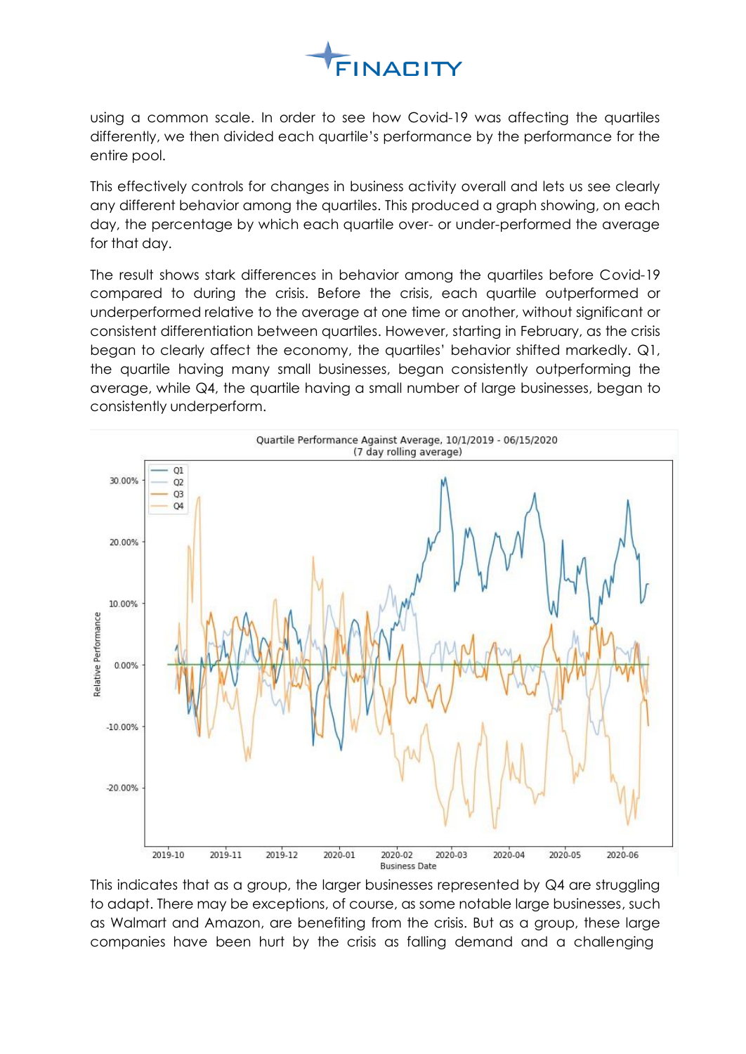using a common scale. In order to see how Covid-19 was affecting the quartiles differently, we then divided each quartile's performance by the performance for the entire pool.

This effectively controls for changes in business activity overall and lets us see clearly any different behavior among the quartiles. This produced a graph showing, on each day, the percentage by which each quartile over- or under-performed the average for that day.

The result shows stark differences in behavior among the quartiles before Covid-19 compared to during the crisis. Before the crisis, each quartile outperformed or underperformed relative to the average at one time or another, without significant or consistent differentiation between quartiles. However, starting in February, as the crisis began to clearly affect the economy, the quartiles' behavior shifted markedly. Q1, the quartile having many small businesses, began consistently outperforming the average, while Q4, the quartile having a small number of large businesses, began to consistently underperform.

This indicates that as a group, the larger businesses represented by Q4 are struggling to adapt. There may be exceptions, of course, as some notable large businesses, such as Walmart and Amazon, are benefiting from the crisis. But as a group, these large companies have been hurt by the crisis as falling demand and a challenging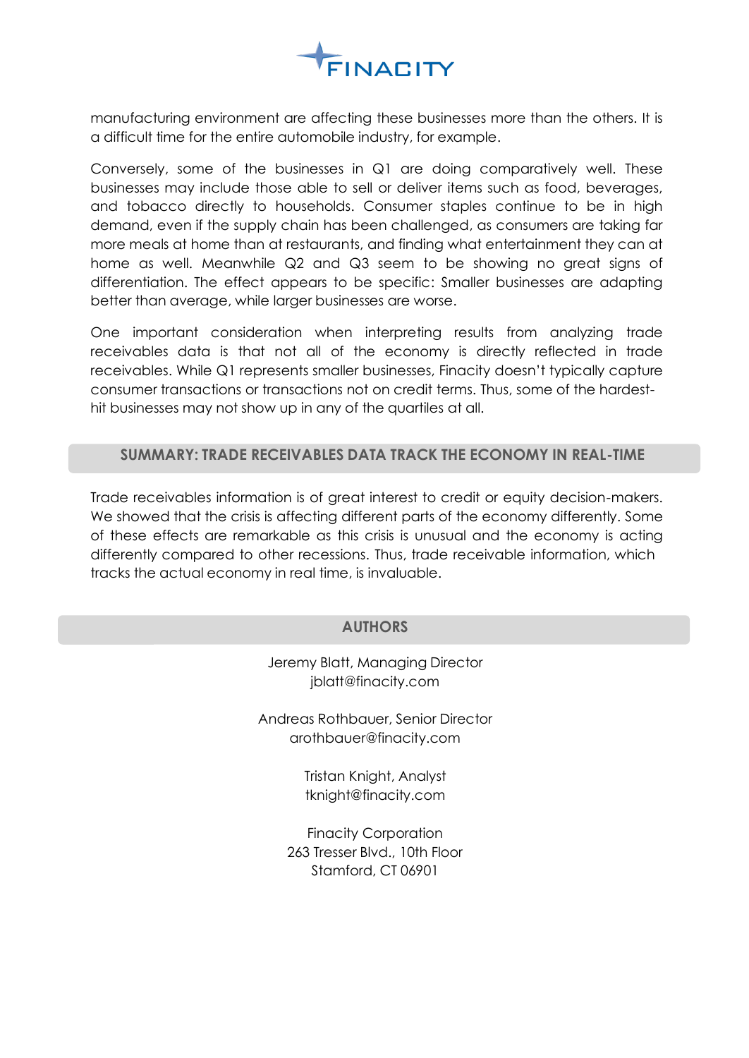manufacturing environment are affecting these businesses more than the others. It is a difficult time for the entire automobile industry, for example.

Conversely, some of the businesses in Q1 are doing comparatively well. These businesses may include those able to sell or deliver items such as food, beverages, and tobacco directly to households. Consumer staples continue to be in high demand, even if the supply chain has been challenged, as consumers are taking far more meals at home than at restaurants, and finding what entertainment they can at home as well. Meanwhile Q2 and Q3 seem to be showing no great signs of differentiation. The effect appears to be specific: Smaller businesses are adapting better than average, while larger businesses are worse.

One important consideration when interpreting results from analyzing trade receivables data is that not all of the economy is directly reflected in trade receivables. While Q1 represents smaller businesses, Finacity doesn't typically capture consumer transactions or transactions not on credit terms. Thus, some of the hardest-hit businesses may not show up in any of the quartiles at all.

## SUMMARY: TRADE RECEIVABLES DATA TRACK THE ECONOMY IN REAL-TIME

Trade receivables information is of great interest to credit or equity decision-makers. We showed that the crisis is affecting different parts of the economy differently. Some of these effects are remarkable as this crisis is unusual and the economy is acting differently compared to other recessions. Thus, trade receivable information, which tracks the actual economy in real time, is invaluable.

## AUTHORS

Jeremy Blatt, Managing Director
jblatt@finacity.com

Andreas Rothbauer, Senior Director
arothbauer@finacity.com

Tristan Knight, Analyst
tknight@finacity.com

Finacity Corporation
263 Tresser Blvd., 10th Floor
Stamford, CT 06901